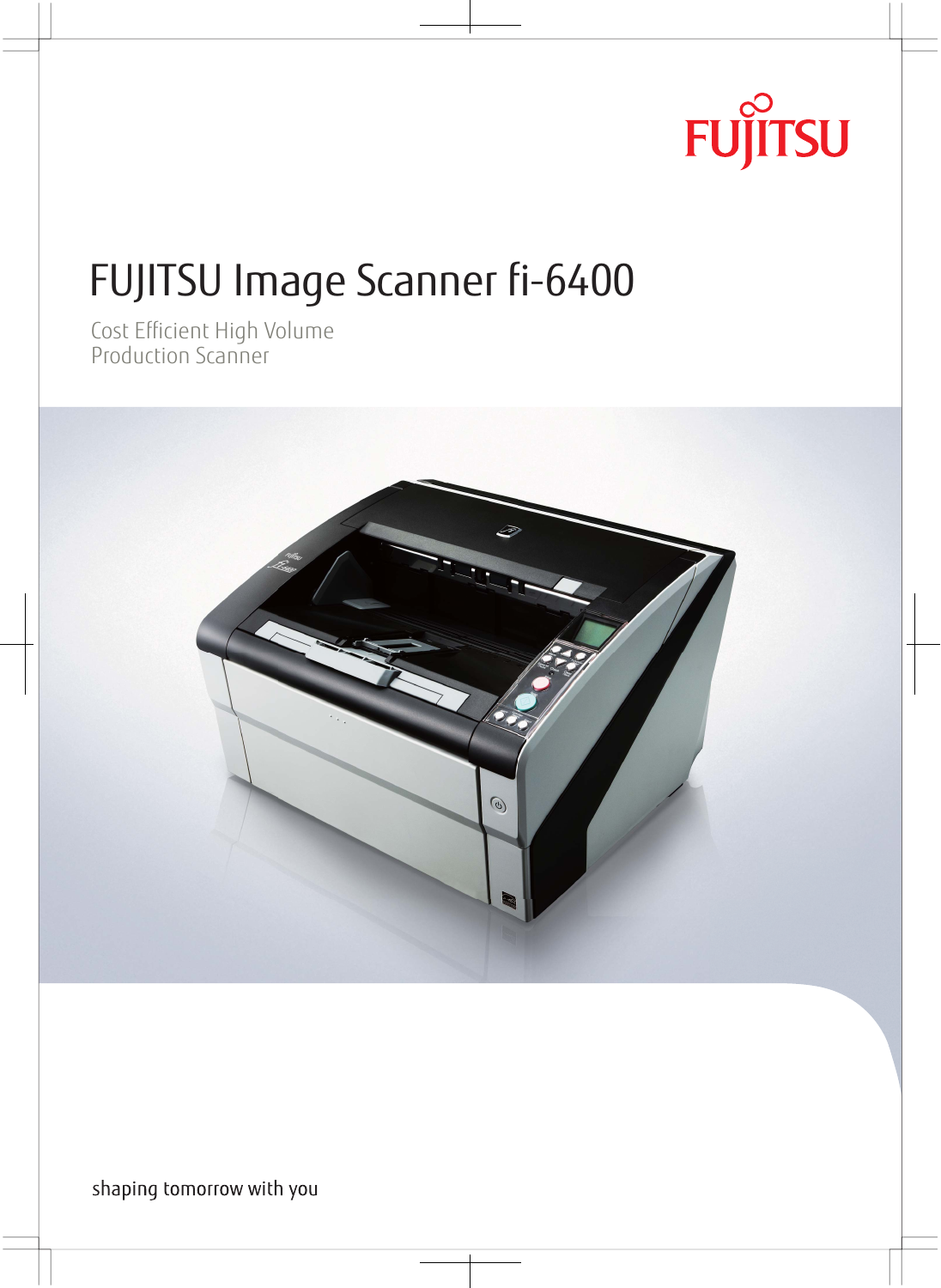FUJITSU

# FUJITSU Image Scanner fi-6400

Cost Efficient High Volume
Production Scanner

shaping tomorrow with you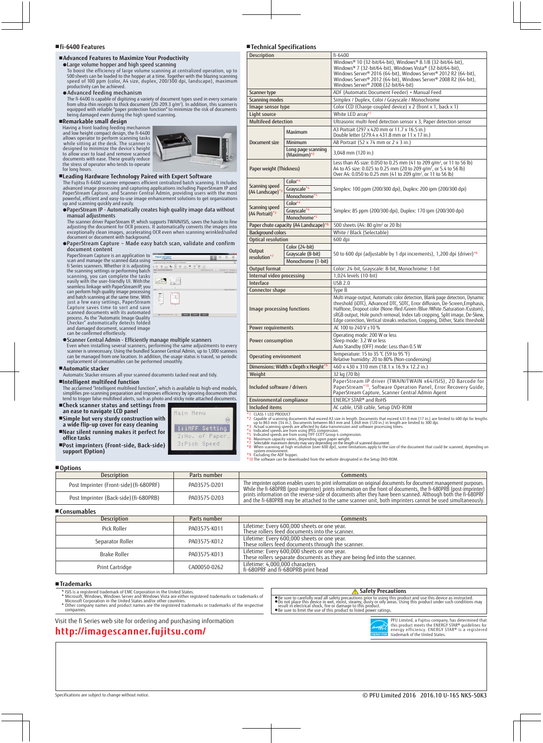## ■fi-6400 Features

### ■Advanced Features to Maximize Your Productivity

●**Large volume hopper and high speed scanning**

To boost the efficiency of large volume scanning at centralized operation, up to 500 sheets can be loaded to the hopper at a time. Together with the blazing scanning speed of 100 ppm (color, A4 size, duplex, 200/300 dpi, landscape), maximum productivity can be achieved.

●**Advanced feeding mechanism**

The fi-6400 is capable of digitizing a variety of document types used in every scenario from ultra-thin receipts to thick document (20-209.3 g/m²). In addition, this scanner is equipped with reliable "paper protection function" to minimize the risk of documents being damaged even during the high speed scanning.

### ■Remarkable small design

Having a front loading feeding mechanism and low height compact design, the fi-6400 allows operator to perform scanning tasks while sitting at the desk. The scanner is designed to minimize the device's height to allow user to load and remove scanned documents with ease. These greatly reduce the stress of operator who tends to operate for long hours.

### ■Leading Hardware Technology Paired with Expert Software

The Fujitsu fi-6400 scanner empowers efficient centralized batch scanning. It includes advanced image processing and capturing applications including PaperStream IP and PaperStream Capture, and Scanner Central Admin, providing users with the most powerful, efficient and easy-to-use image enhancement solutions to get organizations up and scanning quickly and easily.

●**PaperStream IP - Automatically creates high quality image data without manual adjustments**

The scanner driver PaperStream IP, which supports TWAIN/ISIS, saves the hassle to fine adjusting the document for OCR process. It automatically converts the images into exceptionally clean images, accelerating OCR even when scanning wrinkled/soiled document or document with background.

●**PaperStream Capture – Made easy batch scan, validate and confirm document content**

PaperStream Capture is an application to scan and manage the scanned data using fi Series scanners. Whether it is adjusting the scanning settings or performing batch scanning, you can complete the tasks easily with the user-friendly UI. With the seamless linkage with PaperStream IP, you can perform high quality image processing and batch scanning at the same time. With just a few easy settings, PaperStream Capture saves time to sort and save scanned documents with its automated process. As the "Automatic Image Quality Checker" automatically detects folded and damaged document, scanned image can be confirmed effortlessly.

●**Scanner Central Admin - Efficiently manage multiple scanners**

Even when installing several scanners, performing the same adjustments to every scanner is unnecessary. Using the bundled Scanner Central Admin, up to 1,000 scanners can be managed from one location. In addition, the usage status is traced, so periodic replacement of consumables can be performed smoothly.

### ■Automatic stacker

Automatic Stacker ensures all your scanned documents tacked neat and tidy.

### ■Intelligent multifeed function

The acclaimed "Intelligent multifeed function", which is available to high-end models, simplifies pre-scanning preparation and improves efficiency by ignoring documents that tend to trigger false multifeed alerts, such as photo and sticky note attached documents.

### ■Check scanner status and settings from an ease to navigate LCD panel

### ■Simple but very sturdy construction with a wide flip-up cover for easy cleaning

### ■Near silent running makes it perfect for office tasks

### ■Post imprinters (Front-side, Back-side) support (Option)

Main Menu
1:iMFF Setting
2:No. of Paper
3:Pick Speed

## ■Technical Specifications

| Description | | fi-6400 |
|---|---|---|
| | | Windows® 10 (32-bit/64-bit), Windows® 8.1/8 (32-bit/64-bit), Windows® 7 (32-bit/64-bit), Windows Vista® (32-bit/64-bit), Windows Server® 2016 (64-bit), Windows Server® 2012 R2 (64-bit), Windows Server® 2012 (64-bit), Windows Server® 2008 R2 (64-bit), Windows Server® 2008 (32-bit/64-bit) |
| Scanner type | | ADF (Automatic Document Feeder) + Manual Feed |
| Scanning modes | | Simplex / Duplex, Color / Grayscale / Monochrome |
| Image sensor type | | Color CCD (Charge-coupled device) x 2 (front x 1, back x 1) |
| Light source | | White LED array*1 |
| Multifeed detection | | Ultrasonic multi-feed detection sensor x 3, Paper detection sensor |
| Document size | Maximum | A3 Portrait (297 x 420 mm or 11.7 x 16.5 in.) Double letter (279.4 x 431.8 mm or 11 x 17 in.) |
| | Minimum | A8 Portrait (52 x 74 mm or 2 x 3 in.) |
| | Long page scanning (Maximum)*2 | 3,048 mm (120 in.) |
| Paper weight (Thickness) | | Less than A5 size: 0.050 to 0.25 mm (41 to 209 g/m², or 11 to 56 lb) A4 to A5 size: 0.025 to 0.25 mm (20 to 209 g/m², or 5.4 to 56 lb) Over A4: 0.050 to 0.25 mm (41 to 209 g/m², or 11 to 56 lb) |
| Scanning speed (A4 Landscape)*3 | Color*4 | Simplex: 100 ppm (200/300 dpi), Duplex: 200 ipm (200/300 dpi) |
| | Grayscale*4 | |
| | Monochrome*5 | |
| Scanning speed (A4 Portrait)*3 | Color*4 | Simplex: 85 ppm (200/300 dpi), Duplex: 170 ipm (200/300 dpi) |
| | Grayscale*4 | |
| | Monochrome*5 | |
| Paper chute capacity (A4 Landscape)*6 | | 500 sheets (A4: 80 g/m² or 20 lb) |
| Background colors | | White / Black (Selectable) |
| Optical resolution | | 600 dpi |
| Output resolution*7 | Color (24-bit) | 50 to 600 dpi (adjustable by 1 dpi increments), 1,200 dpi (driver)*8 |
| | Grayscale (8-bit) | |
| | Monochrome (1-bit) | |
| Output format | | Color: 24-bit, Grayscale: 8-bit, Monochrome: 1-bit |
| Internal video processing | | 1,024 levels (10-bit) |
| Interface | | USB 2.0 |
| Connector shape | | Type B |
| Image processing functions | | Multi image output, Automatic color detection, Blank page detection, Dynamic threshold (iDTC), Advanced DTC, SDTC, Error diffusion, De-Screen, Emphasis, Halftone, Dropout color (None /Red /Green /Blue /White /Saturation /Custom), sRGB output, Hole punch removal, Index tab cropping, Split image, De-Skew, Edge correction, Vertical streaks reduction, Cropping, Dither, Static threshold |
| Power requirements | | AC 100 to 240 V ±10 % |
| Power consumption | | Operating mode: 200 W or less Sleep mode: 3.2 W or less Auto Standby (OFF) mode: Less than 0.5 W |
| Operating environment | | Temperature: 15 to 35 °C (59 to 95 °F) Relative humidity: 20 to 80% (Non-condensing) |
| Dimensions: Width x Depth x Height*9 | | 460 x 430 x 310 mm (18.1 x 16.9 x 12.2 in.) |
| Weight | | 32 kg (70 lb) |
| Included software / drivers | | PaperStream IP driver (TWAIN/TWAIN x64/ISIS), 2D Barcode for PaperStream*10, Software Operation Panel, Error Recovery Guide, PaperStream Capture, Scanner Central Admin Agent |
| Environmental compliance | | ENERGY STAR® and RoHS |
| Included items | | AC cable, USB cable, Setup DVD-ROM |

*1 CLASS 1 LED PRODUCT
*2 Capable of scanning documents that exceed A3 size in length. Documents that exceed 431.8 mm (17 in.) are limited to 400 dpi for lengths up to 863 mm (34 in.). Documents between 863 mm and 3,048 mm (120 in.) in length are limited to 300 dpi.
*3 Actual scanning speeds are affected by data transmission and software processing times.
*4 Indicated speeds are from using JPEG compression.
*5 Indicated speeds are from using TIFF CCITT Group 4 compression.
*6 Maximum capacity varies, depending upon paper weight.
*7 Selectable maximum density may vary depending on the length of scanned document.
*8 When scanning at high resolution (over 600 dpi), some limitations apply to the size of the document that could be scanned, depending on system environment.
*9 Excluding the ADF hopper.
*10 The software can be downloaded from the website designated in the Setup DVD-ROM.

## ■Options

| Description | Parts number | Comments |
|---|---|---|
| Post Imprinter (Front-side) (fi-680PRF) | PA03575-D201 | The imprinter option enables users to print information on original documents for document management purposes. While the fi-680PRB (post-imprinter) prints information on the front of documents, the fi-680PRB (post-imprinter) prints information on the reverse-side of documents after they have been scanned. Although both the fi-680PRF and the fi-680PRB may be attached to the same scanner unit, both imprinters cannot be used simultaneously. |
| Post Imprinter (Back-side) (fi-680PRB) | PA03575-D203 | |

## ■Consumables

| Description | Parts number | Comments |
|---|---|---|
| Pick Roller | PA03575-K011 | Lifetime: Every 600,000 sheets or one year. These rollers feed documents into the scanner. |
| Separator Roller | PA03575-K012 | Lifetime: Every 600,000 sheets or one year. These rollers feed documents through the scanner. |
| Brake Roller | PA03575-K013 | Lifetime: Every 600,000 sheets or one year. These rollers separate documents as they are being fed into the scanner. |
| Print Cartridge | CA00050-0262 | Lifetime: 4,000,000 characters fi-680PRF and fi-680PRB print head |

## ■Trademarks

* ISIS is a registered trademark of EMC Corporation in the United States.
* Microsoft, Windows, Windows Server and Windows Vista are either registered trademarks or trademarks of Microsoft Corporation in the United States and/or other countries.
* Other company names and product names are the registered trademarks or trademarks of the respective companies.

### ⚠ Safety Precautions

● Be sure to carefully read all safety precautions prior to using this product and use this device as instructed.
● Do not place this device in wet, moist, steamy, dusty or oily areas. Using this product under such conditions may result in electrical shock, fire or damage to this product.
● Be sure to limit the use of this product to listed power ratings.

Visit the fi Series web site for ordering and purchasing information

**http://imagescanner.fujitsu.com/**

PFU Limited, a Fujitsu company, has determined that this product meets the ENERGY STAR® guidelines for energy efficiency. ENERGY STAR® is a registered trademark of the United States.

Specifications are subject to change without notice.

© PFU Limited 2016 2016.10 U-165 NKS-50K3